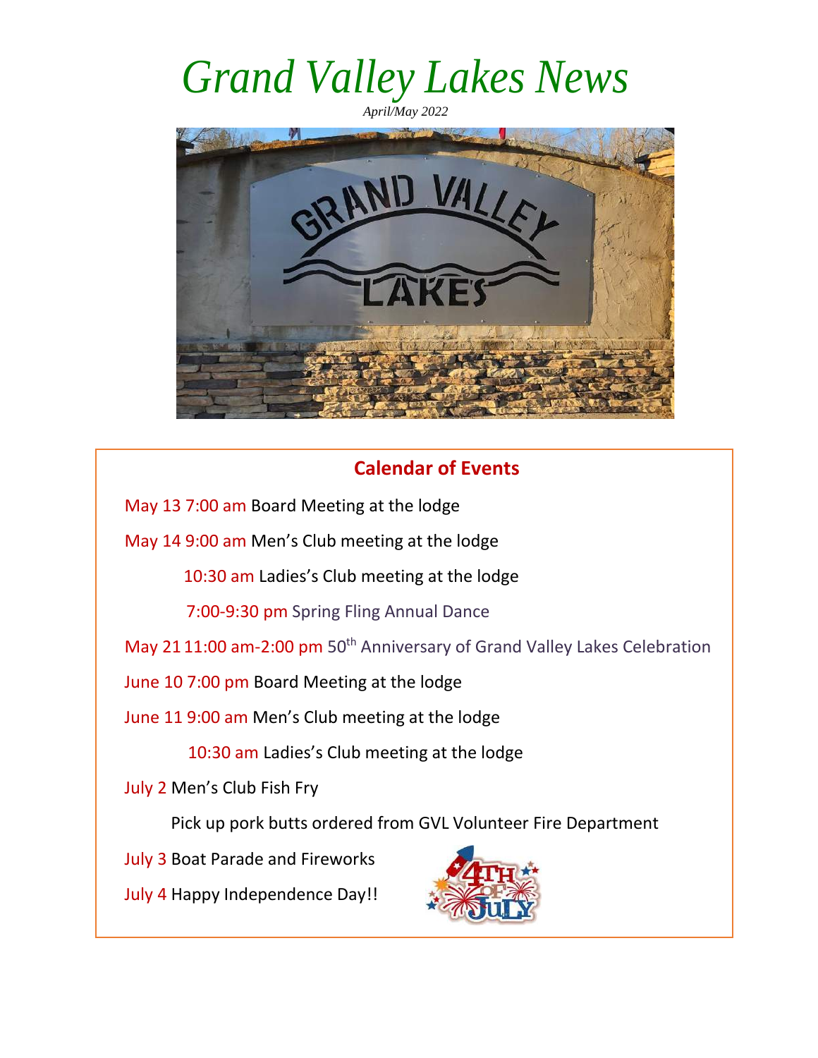# *Grand Valley Lakes News*

*April/May 2022*

## Calendar of Events

May 13 7:00 am Board Meeting at the lodge

May 14 9:00 am Men's Club meeting at the lodge

10:30 am Ladies's Club meeting at the lodge

7:00-9:30 pm Spring Fling Annual Dance

May 21 11:00 am-2:00 pm 50th Anniversary of Grand Valley Lakes Celebration

June 10 7:00 pm Board Meeting at the lodge

June 11 9:00 am Men's Club meeting at the lodge

10:30 am Ladies's Club meeting at the lodge

July 2 Men's Club Fish Fry

Pick up pork butts ordered from GVL Volunteer Fire Department

July 3 Boat Parade and Fireworks

July 4 Happy Independence Day!!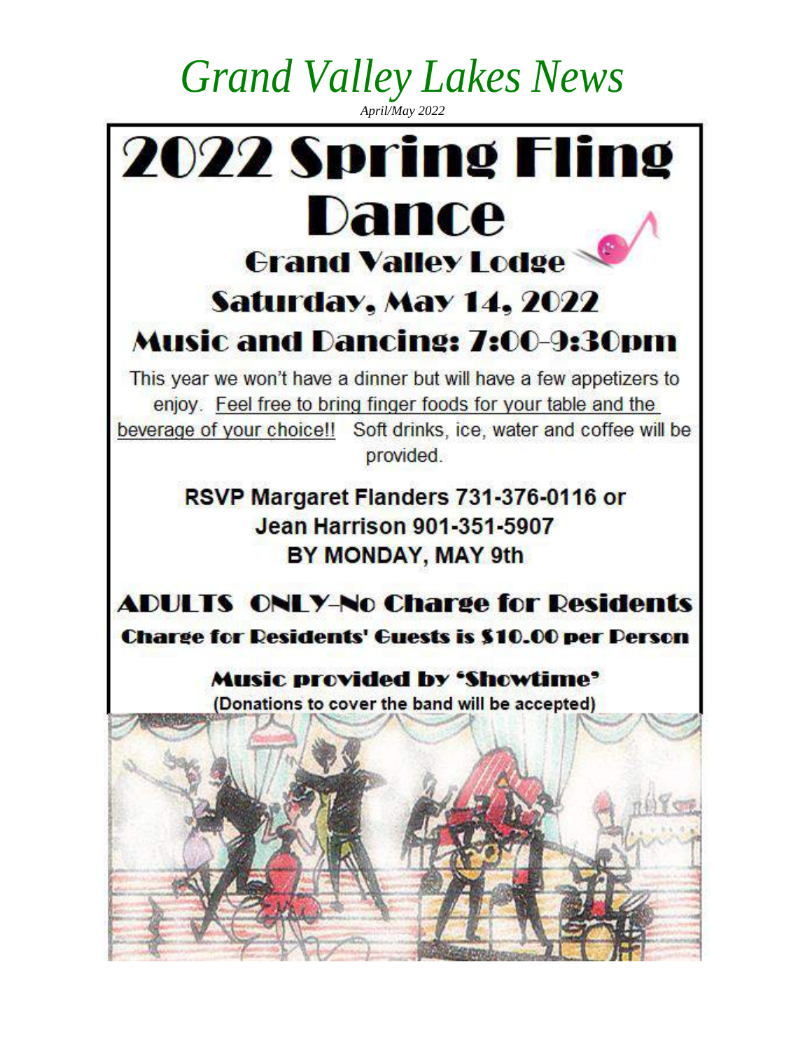# *Grand Valley Lakes News*

*April/May 2022*

# 2022 Spring Fling Dance

## Grand Valley Lodge

## Saturday, May 14, 2022

## Music and Dancing: 7:00-9:30pm

This year we won't have a dinner but will have a few appetizers to enjoy. Feel free to bring finger foods for your table and the beverage of your choice!! Soft drinks, ice, water and coffee will be provided.

**RSVP Margaret Flanders 731-376-0116 or Jean Harrison 901-351-5907 BY MONDAY, MAY 9th**

## ADULTS ONLY-No Charge for Residents

**Charge for Residents' Guests is $10.00 per Person**

**Music provided by 'Showtime'**

**(Donations to cover the band will be accepted)**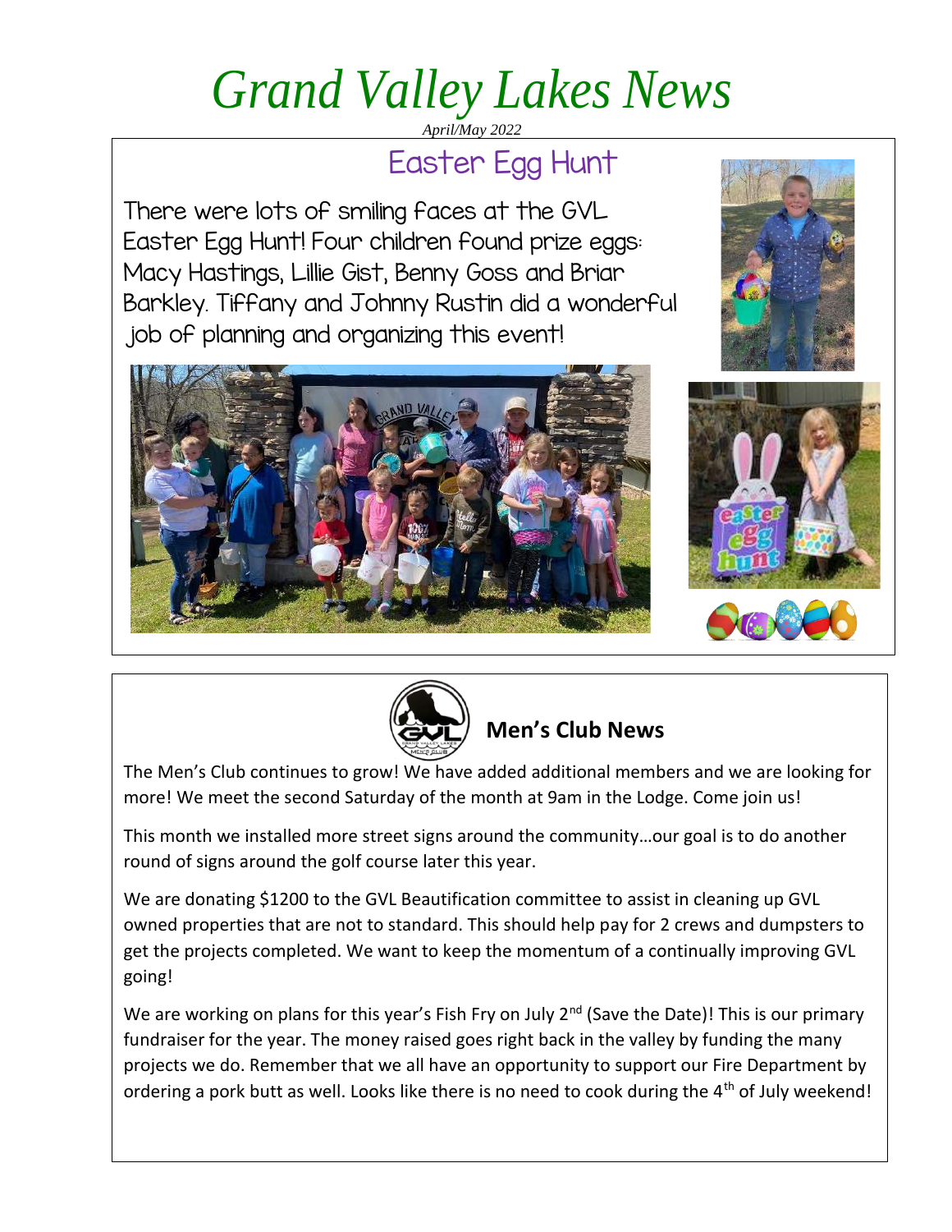# Grand Valley Lakes News

*April/May 2022*

## Easter Egg Hunt

There were lots of smiling faces at the GVL Easter Egg Hunt! Four children found prize eggs: Macy Hastings, Lillie Gist, Benny Goss and Briar Barkley. Tiffany and Johnny Rustin did a wonderful job of planning and organizing this event!

## Men's Club News

The Men's Club continues to grow! We have added additional members and we are looking for more! We meet the second Saturday of the month at 9am in the Lodge. Come join us!

This month we installed more street signs around the community…our goal is to do another round of signs around the golf course later this year.

We are donating $1200 to the GVL Beautification committee to assist in cleaning up GVL owned properties that are not to standard. This should help pay for 2 crews and dumpsters to get the projects completed. We want to keep the momentum of a continually improving GVL going!

We are working on plans for this year's Fish Fry on July 2nd (Save the Date)! This is our primary fundraiser for the year. The money raised goes right back in the valley by funding the many projects we do. Remember that we all have an opportunity to support our Fire Department by ordering a pork butt as well. Looks like there is no need to cook during the 4th of July weekend!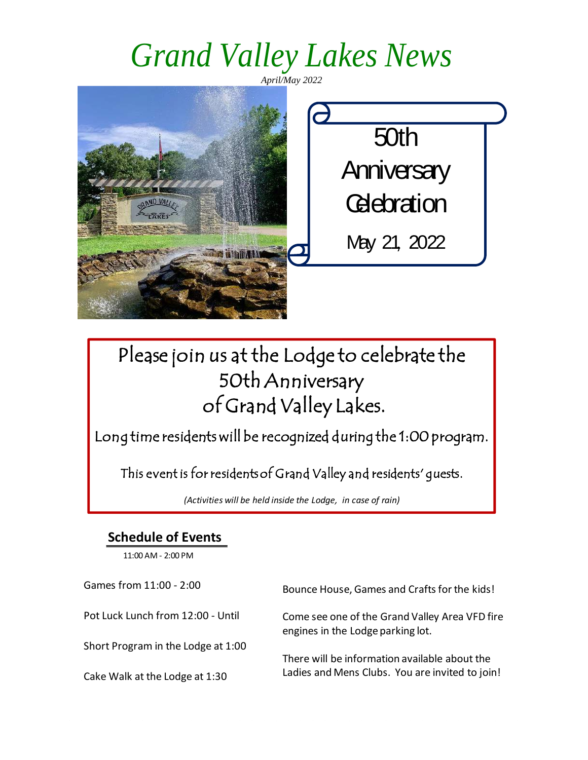# Grand Valley Lakes News

*April/May 2022*

50th Anniversary Celebration

May 21, 2022

Please join us at the Lodge to celebrate the 50th Anniversary of Grand Valley Lakes.

Long time residents will be recognized during the 1:00 program.

This event is for residents of Grand Valley and residents' guests.

*(Activities will be held inside the Lodge, in case of rain)*

## Schedule of Events

11:00 AM - 2:00 PM

Games from 11:00 - 2:00

Pot Luck Lunch from 12:00 - Until

Short Program in the Lodge at 1:00

Cake Walk at the Lodge at 1:30

Bounce House, Games and Crafts for the kids!

Come see one of the Grand Valley Area VFD fire engines in the Lodge parking lot.

There will be information available about the Ladies and Mens Clubs. You are invited to join!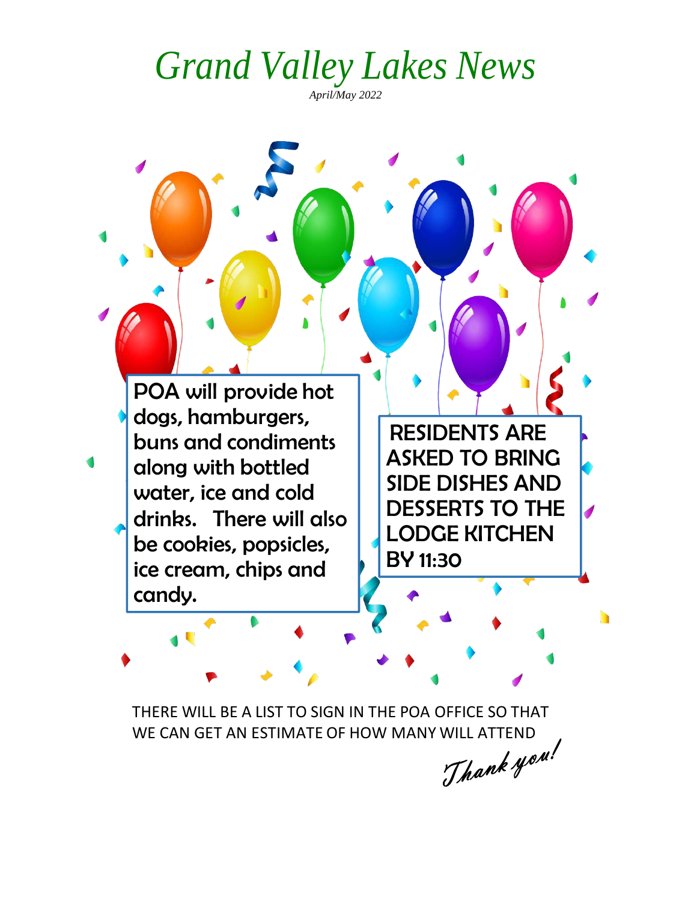# *Grand Valley Lakes News*

*April/May 2022*

POA will provide hot dogs, hamburgers, buns and condiments along with bottled water, ice and cold drinks. There will also be cookies, popsicles, ice cream, chips and candy.

RESIDENTS ARE ASKED TO BRING SIDE DISHES AND DESSERTS TO THE LODGE KITCHEN BY 11:30

THERE WILL BE A LIST TO SIGN IN THE POA OFFICE SO THAT WE CAN GET AN ESTIMATE OF HOW MANY WILL ATTEND

*Thank you!*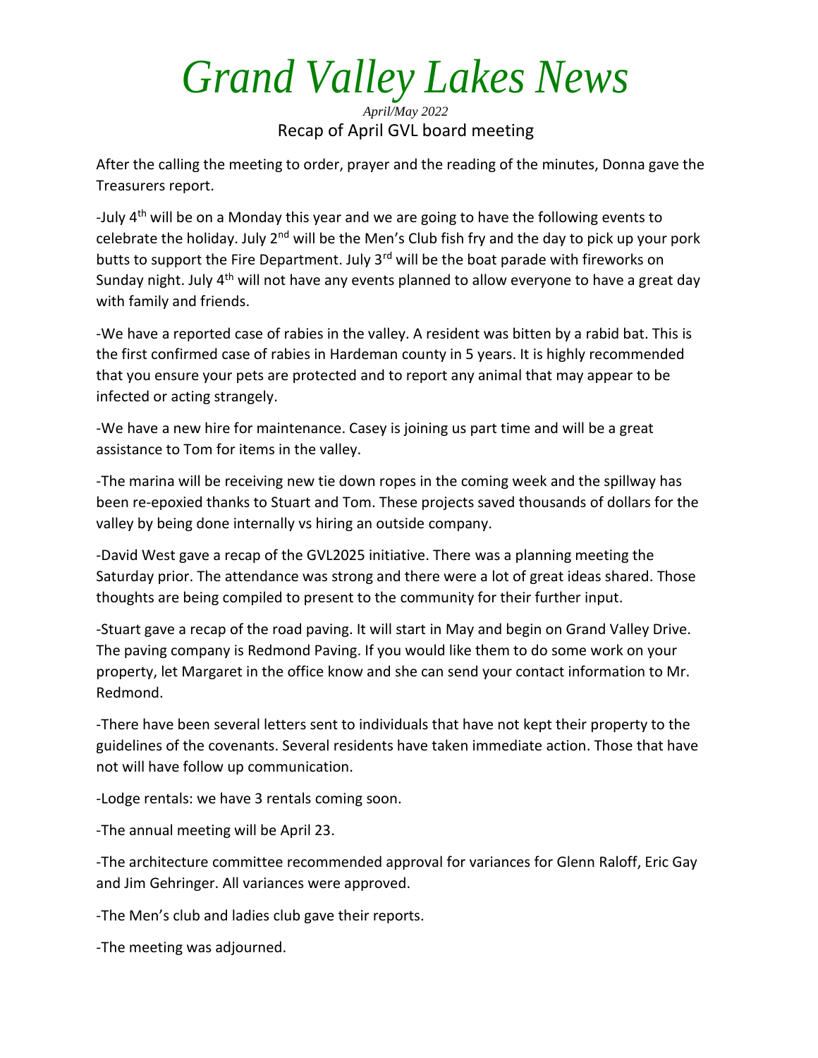# Grand Valley Lakes News

*April/May 2022*

## Recap of April GVL board meeting

After the calling the meeting to order, prayer and the reading of the minutes, Donna gave the Treasurers report.

-July 4th will be on a Monday this year and we are going to have the following events to celebrate the holiday. July 2nd will be the Men's Club fish fry and the day to pick up your pork butts to support the Fire Department. July 3rd will be the boat parade with fireworks on Sunday night. July 4th will not have any events planned to allow everyone to have a great day with family and friends.

-We have a reported case of rabies in the valley. A resident was bitten by a rabid bat. This is the first confirmed case of rabies in Hardeman county in 5 years. It is highly recommended that you ensure your pets are protected and to report any animal that may appear to be infected or acting strangely.

-We have a new hire for maintenance. Casey is joining us part time and will be a great assistance to Tom for items in the valley.

-The marina will be receiving new tie down ropes in the coming week and the spillway has been re-epoxied thanks to Stuart and Tom. These projects saved thousands of dollars for the valley by being done internally vs hiring an outside company.

-David West gave a recap of the GVL2025 initiative. There was a planning meeting the Saturday prior. The attendance was strong and there were a lot of great ideas shared. Those thoughts are being compiled to present to the community for their further input.

-Stuart gave a recap of the road paving. It will start in May and begin on Grand Valley Drive. The paving company is Redmond Paving. If you would like them to do some work on your property, let Margaret in the office know and she can send your contact information to Mr. Redmond.

-There have been several letters sent to individuals that have not kept their property to the guidelines of the covenants. Several residents have taken immediate action. Those that have not will have follow up communication.

-Lodge rentals: we have 3 rentals coming soon.

-The annual meeting will be April 23.

-The architecture committee recommended approval for variances for Glenn Raloff, Eric Gay and Jim Gehringer. All variances were approved.

-The Men's club and ladies club gave their reports.

-The meeting was adjourned.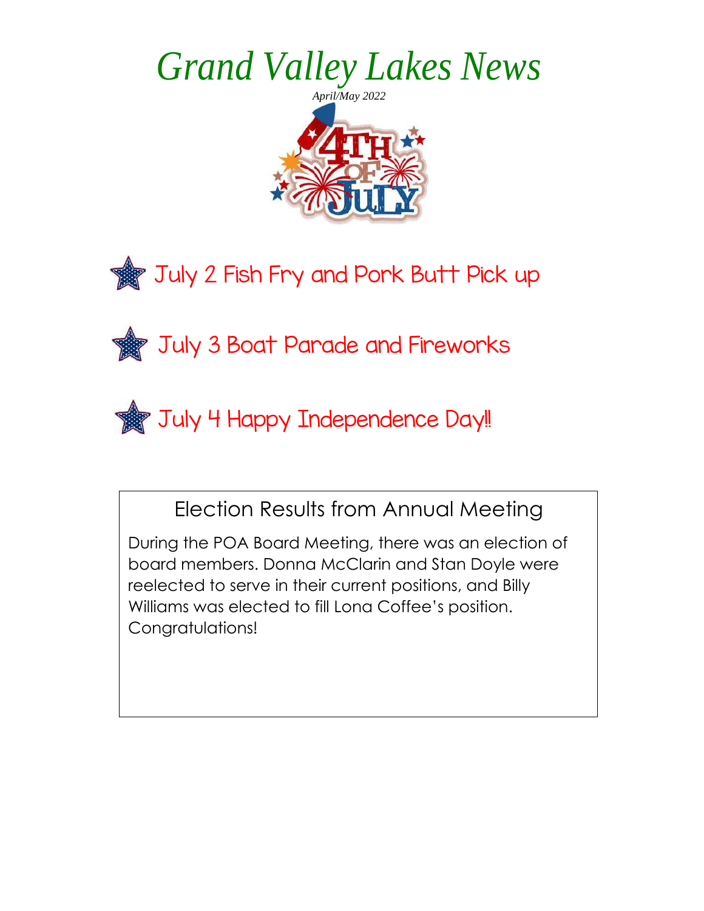# *Grand Valley Lakes News*

*April/May 2022*

- July 2 Fish Fry and Pork Butt Pick up
- July 3 Boat Parade and Fireworks
- July 4 Happy Independence Day!!

## Election Results from Annual Meeting

During the POA Board Meeting, there was an election of board members. Donna McClarin and Stan Doyle were reelected to serve in their current positions, and Billy Williams was elected to fill Lona Coffee's position. Congratulations!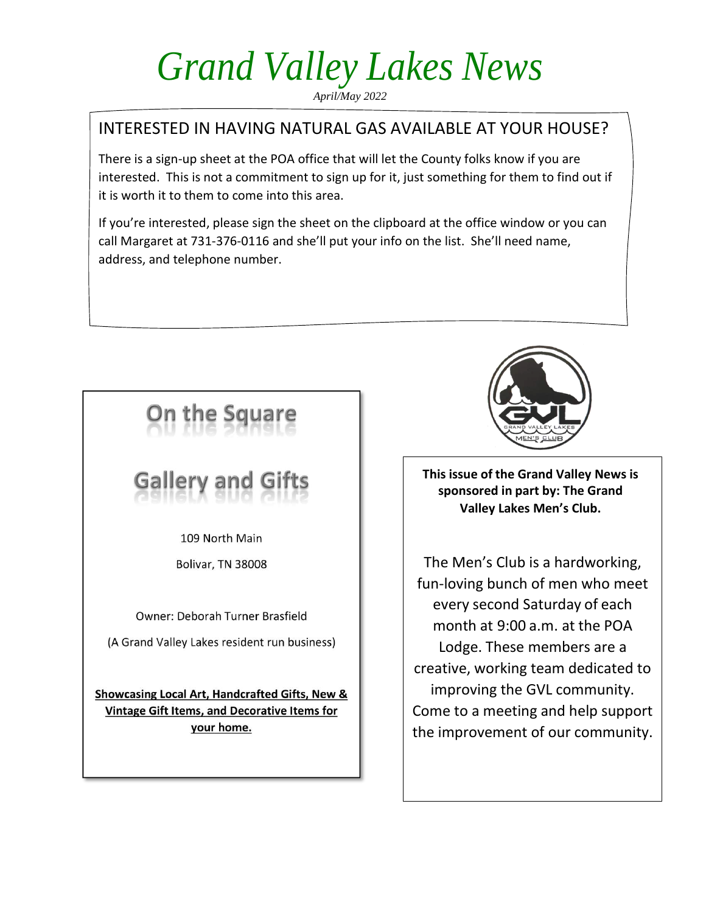# Grand Valley Lakes News

*April/May 2022*

## INTERESTED IN HAVING NATURAL GAS AVAILABLE AT YOUR HOUSE?

There is a sign-up sheet at the POA office that will let the County folks know if you are interested. This is not a commitment to sign up for it, just something for them to find out if it is worth it to them to come into this area.

If you're interested, please sign the sheet on the clipboard at the office window or you can call Margaret at 731-376-0116 and she'll put your info on the list. She'll need name, address, and telephone number.

## On the Square

## Gallery and Gifts

109 North Main

Bolivar, TN 38008

Owner: Deborah Turner Brasfield

(A Grand Valley Lakes resident run business)

**Showcasing Local Art, Handcrafted Gifts, New & Vintage Gift Items, and Decorative Items for your home.**

GVL GRAND VALLEY LAKES MEN'S CLUB

**This issue of the Grand Valley News is sponsored in part by: The Grand Valley Lakes Men's Club.**

The Men's Club is a hardworking, fun-loving bunch of men who meet every second Saturday of each month at 9:00 a.m. at the POA Lodge. These members are a creative, working team dedicated to improving the GVL community. Come to a meeting and help support the improvement of our community.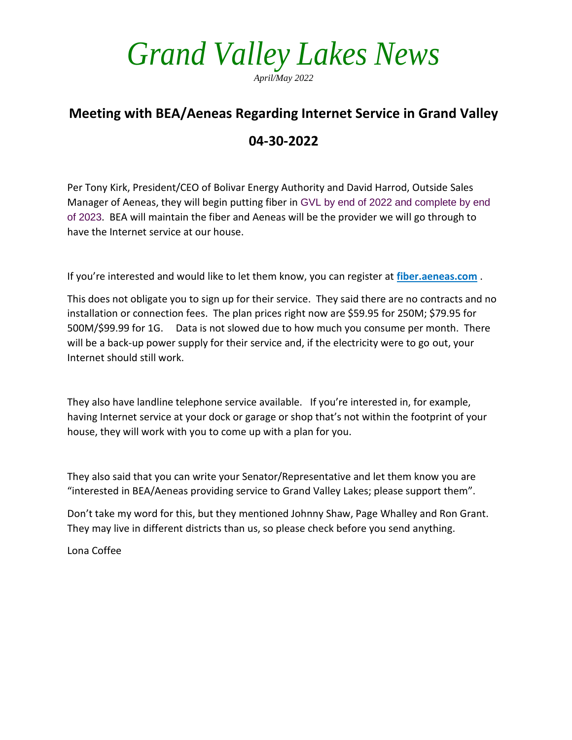# *Grand Valley Lakes News*

*April/May 2022*

## Meeting with BEA/Aeneas Regarding Internet Service in Grand Valley

## 04-30-2022

Per Tony Kirk, President/CEO of Bolivar Energy Authority and David Harrod, Outside Sales Manager of Aeneas, they will begin putting fiber in GVL by end of 2022 and complete by end of 2023. BEA will maintain the fiber and Aeneas will be the provider we will go through to have the Internet service at our house.

If you're interested and would like to let them know, you can register at **fiber.aeneas.com** .

This does not obligate you to sign up for their service. They said there are no contracts and no installation or connection fees. The plan prices right now are $59.95 for 250M; $79.95 for 500M/$99.99 for 1G. Data is not slowed due to how much you consume per month. There will be a back-up power supply for their service and, if the electricity were to go out, your Internet should still work.

They also have landline telephone service available. If you're interested in, for example, having Internet service at your dock or garage or shop that's not within the footprint of your house, they will work with you to come up with a plan for you.

They also said that you can write your Senator/Representative and let them know you are "interested in BEA/Aeneas providing service to Grand Valley Lakes; please support them".

Don't take my word for this, but they mentioned Johnny Shaw, Page Whalley and Ron Grant. They may live in different districts than us, so please check before you send anything.

Lona Coffee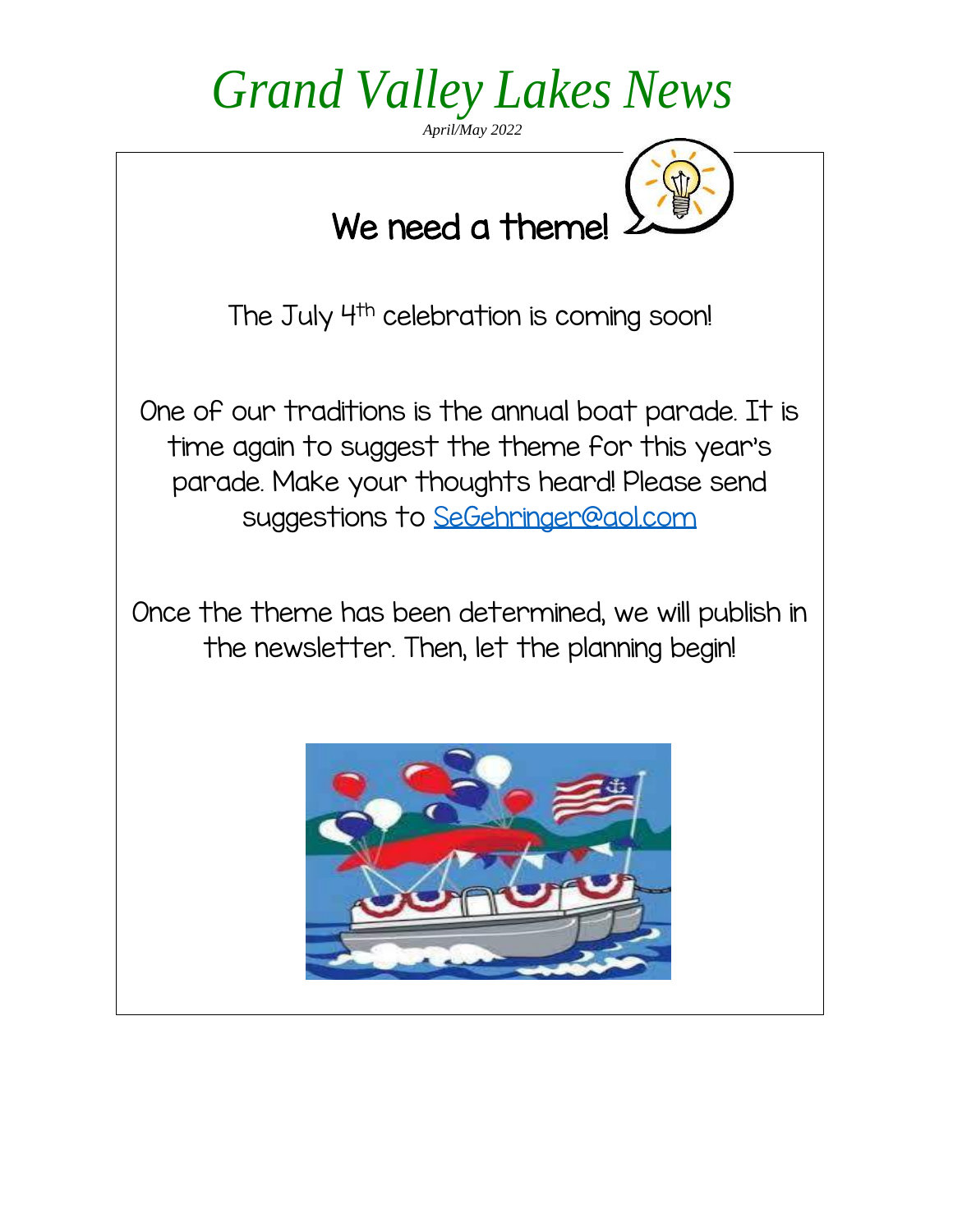# Grand Valley Lakes News

*April/May 2022*

## We need a theme!

The July 4th celebration is coming soon!

One of our traditions is the annual boat parade. It is time again to suggest the theme for this year's parade. Make your thoughts heard! Please send suggestions to SeGehringer@aol.com

Once the theme has been determined, we will publish in the newsletter. Then, let the planning begin!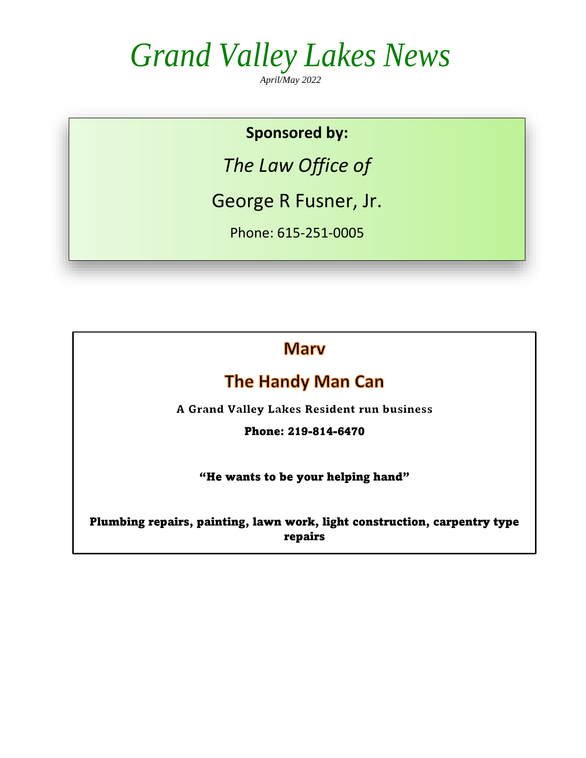# *Grand Valley Lakes News*

*April/May 2022*

**Sponsored by:**

*The Law Office of*

George R Fusner, Jr.

Phone: 615-251-0005

## Marv

## The Handy Man Can

**A Grand Valley Lakes Resident run business**

**Phone: 219-814-6470**

**"He wants to be your helping hand"**

**Plumbing repairs, painting, lawn work, light construction, carpentry type repairs**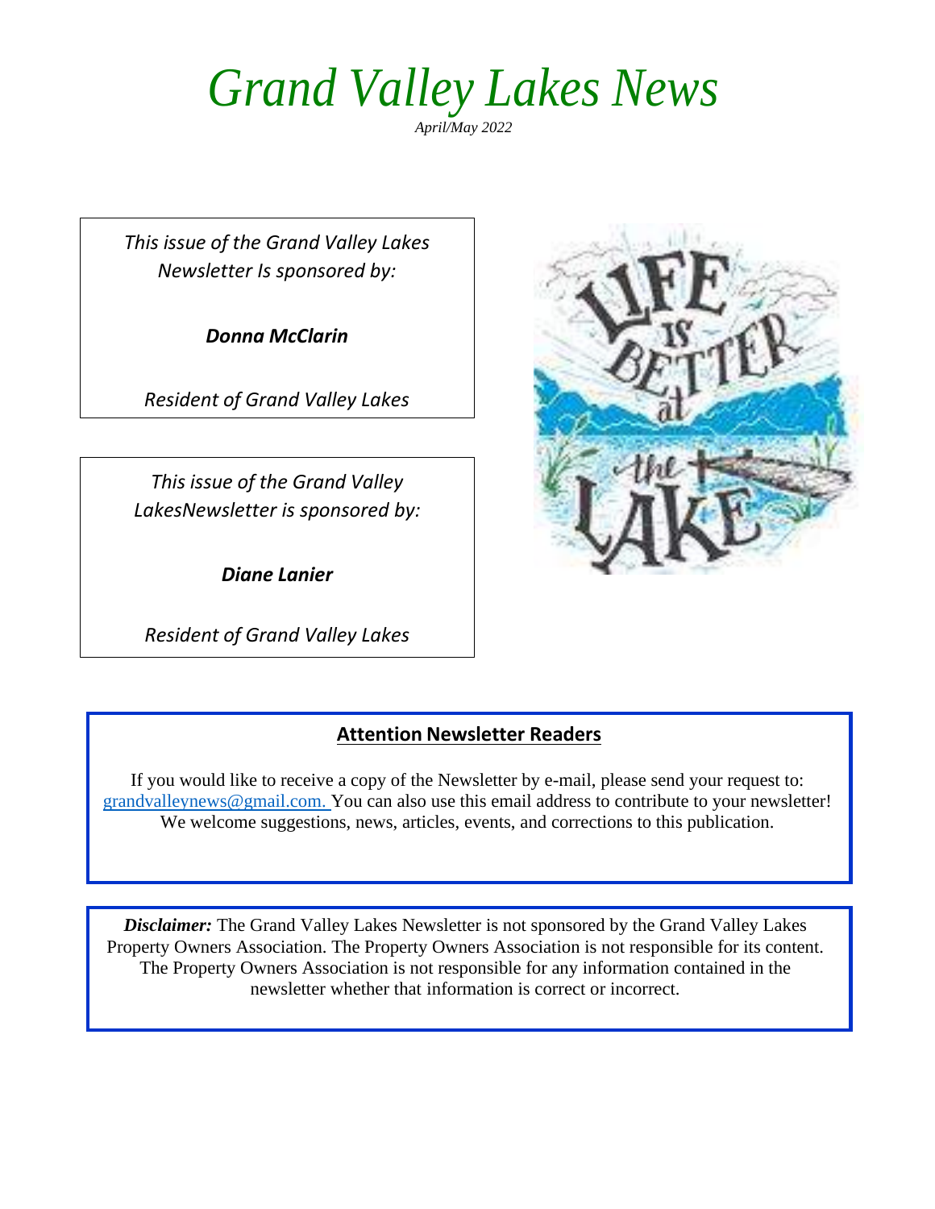# *Grand Valley Lakes News*

*April/May 2022*

*This issue of the Grand Valley Lakes Newsletter Is sponsored by:*

***Donna McClarin***

*Resident of Grand Valley Lakes*

*This issue of the Grand Valley LakesNewsletter is sponsored by:*

***Diane Lanier***

*Resident of Grand Valley Lakes*

## Attention Newsletter Readers

If you would like to receive a copy of the Newsletter by e-mail, please send your request to: grandvalleynews@gmail.com. You can also use this email address to contribute to your newsletter! We welcome suggestions, news, articles, events, and corrections to this publication.

***Disclaimer:*** The Grand Valley Lakes Newsletter is not sponsored by the Grand Valley Lakes Property Owners Association. The Property Owners Association is not responsible for its content. The Property Owners Association is not responsible for any information contained in the newsletter whether that information is correct or incorrect.